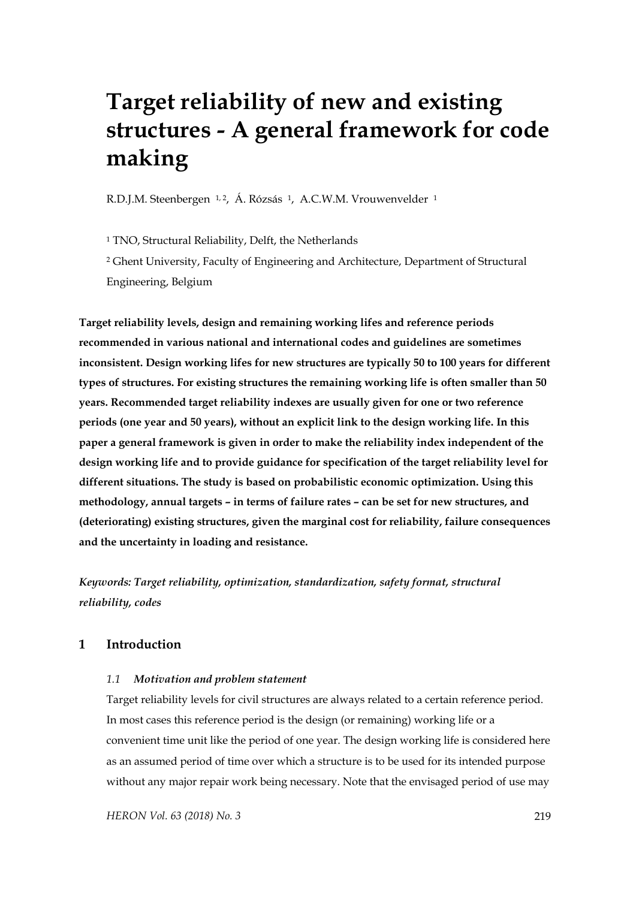# Target reliability of new and existing structures - A general framework for code making

R.D.J.M. Steenbergen [1,2], Á. Rózsás [1], A.C.W.M. Vrouwenvelder [1]

[1] TNO, Structural Reliability, Delft, the Netherlands

[2] Ghent University, Faculty of Engineering and Architecture, Department of Structural Engineering, Belgium

**Target reliability levels, design and remaining working lifes and reference periods recommended in various national and international codes and guidelines are sometimes inconsistent. Design working lifes for new structures are typically 50 to 100 years for different types of structures. For existing structures the remaining working life is often smaller than 50 years. Recommended target reliability indexes are usually given for one or two reference periods (one year and 50 years), without an explicit link to the design working life. In this paper a general framework is given in order to make the reliability index independent of the design working life and to provide guidance for specification of the target reliability level for different situations. The study is based on probabilistic economic optimization. Using this methodology, annual targets – in terms of failure rates – can be set for new structures, and (deteriorating) existing structures, given the marginal cost for reliability, failure consequences and the uncertainty in loading and resistance.**

***Keywords: Target reliability, optimization, standardization, safety format, structural reliability, codes***

## 1 Introduction

### *1.1 Motivation and problem statement*

Target reliability levels for civil structures are always related to a certain reference period. In most cases this reference period is the design (or remaining) working life or a convenient time unit like the period of one year. The design working life is considered here as an assumed period of time over which a structure is to be used for its intended purpose without any major repair work being necessary. Note that the envisaged period of use may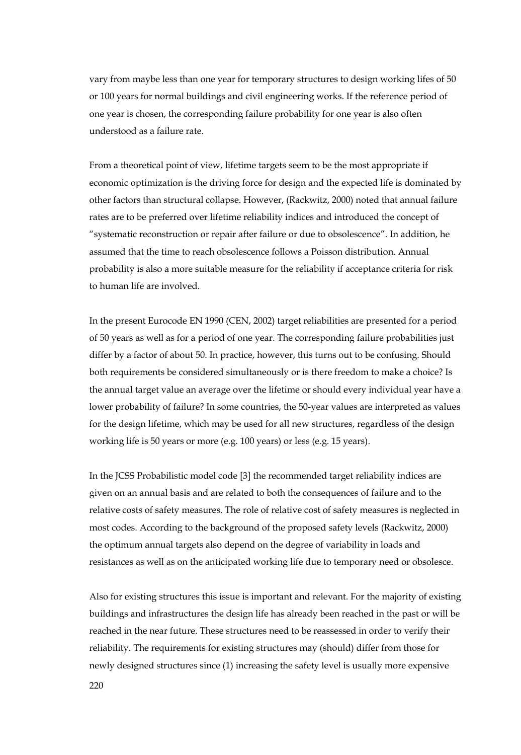vary from maybe less than one year for temporary structures to design working lifes of 50 or 100 years for normal buildings and civil engineering works. If the reference period of one year is chosen, the corresponding failure probability for one year is also often understood as a failure rate.

From a theoretical point of view, lifetime targets seem to be the most appropriate if economic optimization is the driving force for design and the expected life is dominated by other factors than structural collapse. However, (Rackwitz, 2000) noted that annual failure rates are to be preferred over lifetime reliability indices and introduced the concept of "systematic reconstruction or repair after failure or due to obsolescence". In addition, he assumed that the time to reach obsolescence follows a Poisson distribution. Annual probability is also a more suitable measure for the reliability if acceptance criteria for risk to human life are involved.

In the present Eurocode EN 1990 (CEN, 2002) target reliabilities are presented for a period of 50 years as well as for a period of one year. The corresponding failure probabilities just differ by a factor of about 50. In practice, however, this turns out to be confusing. Should both requirements be considered simultaneously or is there freedom to make a choice? Is the annual target value an average over the lifetime or should every individual year have a lower probability of failure? In some countries, the 50-year values are interpreted as values for the design lifetime, which may be used for all new structures, regardless of the design working life is 50 years or more (e.g. 100 years) or less (e.g. 15 years).

In the JCSS Probabilistic model code [3] the recommended target reliability indices are given on an annual basis and are related to both the consequences of failure and to the relative costs of safety measures. The role of relative cost of safety measures is neglected in most codes. According to the background of the proposed safety levels (Rackwitz, 2000) the optimum annual targets also depend on the degree of variability in loads and resistances as well as on the anticipated working life due to temporary need or obsolesce.

Also for existing structures this issue is important and relevant. For the majority of existing buildings and infrastructures the design life has already been reached in the past or will be reached in the near future. These structures need to be reassessed in order to verify their reliability. The requirements for existing structures may (should) differ from those for newly designed structures since (1) increasing the safety level is usually more expensive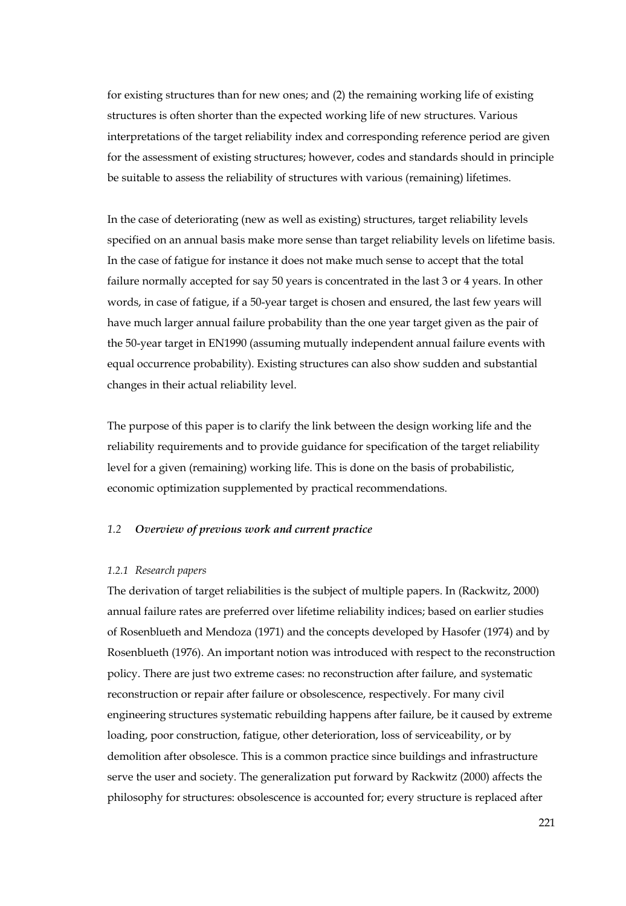for existing structures than for new ones; and (2) the remaining working life of existing structures is often shorter than the expected working life of new structures. Various interpretations of the target reliability index and corresponding reference period are given for the assessment of existing structures; however, codes and standards should in principle be suitable to assess the reliability of structures with various (remaining) lifetimes.

In the case of deteriorating (new as well as existing) structures, target reliability levels specified on an annual basis make more sense than target reliability levels on lifetime basis. In the case of fatigue for instance it does not make much sense to accept that the total failure normally accepted for say 50 years is concentrated in the last 3 or 4 years. In other words, in case of fatigue, if a 50-year target is chosen and ensured, the last few years will have much larger annual failure probability than the one year target given as the pair of the 50-year target in EN1990 (assuming mutually independent annual failure events with equal occurrence probability). Existing structures can also show sudden and substantial changes in their actual reliability level.

The purpose of this paper is to clarify the link between the design working life and the reliability requirements and to provide guidance for specification of the target reliability level for a given (remaining) working life. This is done on the basis of probabilistic, economic optimization supplemented by practical recommendations.

### *1.2 Overview of previous work and current practice*

#### *1.2.1 Research papers*

The derivation of target reliabilities is the subject of multiple papers. In (Rackwitz, 2000) annual failure rates are preferred over lifetime reliability indices; based on earlier studies of Rosenblueth and Mendoza (1971) and the concepts developed by Hasofer (1974) and by Rosenblueth (1976). An important notion was introduced with respect to the reconstruction policy. There are just two extreme cases: no reconstruction after failure, and systematic reconstruction or repair after failure or obsolescence, respectively. For many civil engineering structures systematic rebuilding happens after failure, be it caused by extreme loading, poor construction, fatigue, other deterioration, loss of serviceability, or by demolition after obsolesce. This is a common practice since buildings and infrastructure serve the user and society. The generalization put forward by Rackwitz (2000) affects the philosophy for structures: obsolescence is accounted for; every structure is replaced after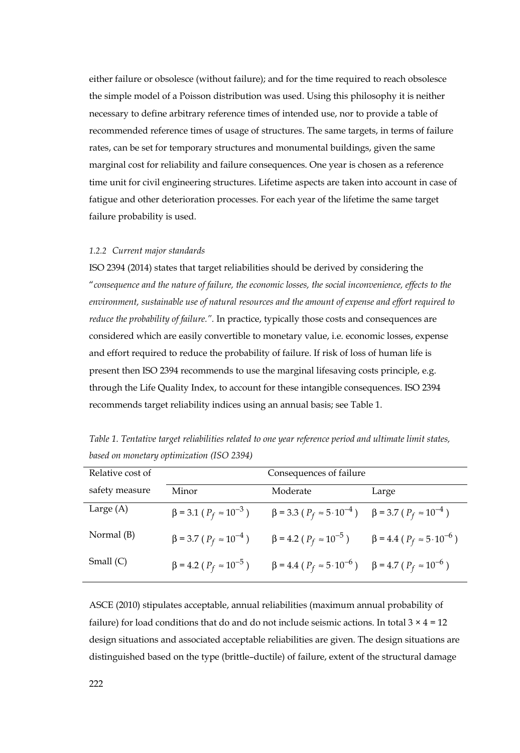either failure or obsolesce (without failure); and for the time required to reach obsolesce the simple model of a Poisson distribution was used. Using this philosophy it is neither necessary to define arbitrary reference times of intended use, nor to provide a table of recommended reference times of usage of structures. The same targets, in terms of failure rates, can be set for temporary structures and monumental buildings, given the same marginal cost for reliability and failure consequences. One year is chosen as a reference time unit for civil engineering structures. Lifetime aspects are taken into account in case of fatigue and other deterioration processes. For each year of the lifetime the same target failure probability is used.

### *1.2.2 Current major standards*

ISO 2394 (2014) states that target reliabilities should be derived by considering the "*consequence and the nature of failure, the economic losses, the social inconvenience, effects to the environment, sustainable use of natural resources and the amount of expense and effort required to reduce the probability of failure.*". In practice, typically those costs and consequences are considered which are easily convertible to monetary value, i.e. economic losses, expense and effort required to reduce the probability of failure. If risk of loss of human life is present then ISO 2394 recommends to use the marginal lifesaving costs principle, e.g. through the Life Quality Index, to account for these intangible consequences. ISO 2394 recommends target reliability indices using an annual basis; see Table 1.

*Table 1. Tentative target reliabilities related to one year reference period and ultimate limit states, based on monetary optimization (ISO 2394)*

| Relative cost of | Consequences of failure | | |
|---|---|---|---|
| safety measure | Minor | Moderate | Large |
| Large (A) | $\beta = 3.1$ ($P_f \approx 10^{-3}$) | $\beta = 3.3$ ($P_f \approx 5 \cdot 10^{-4}$) | $\beta = 3.7$ ($P_f \approx 10^{-4}$) |
| Normal (B) | $\beta = 3.7$ ($P_f \approx 10^{-4}$) | $\beta = 4.2$ ($P_f \approx 10^{-5}$) | $\beta = 4.4$ ($P_f \approx 5 \cdot 10^{-6}$) |
| Small (C) | $\beta = 4.2$ ($P_f \approx 10^{-5}$) | $\beta = 4.4$ ($P_f \approx 5 \cdot 10^{-6}$) | $\beta = 4.7$ ($P_f \approx 10^{-6}$) |

ASCE (2010) stipulates acceptable, annual reliabilities (maximum annual probability of failure) for load conditions that do and do not include seismic actions. In total $3 \times 4 = 12$ design situations and associated acceptable reliabilities are given. The design situations are distinguished based on the type (brittle–ductile) of failure, extent of the structural damage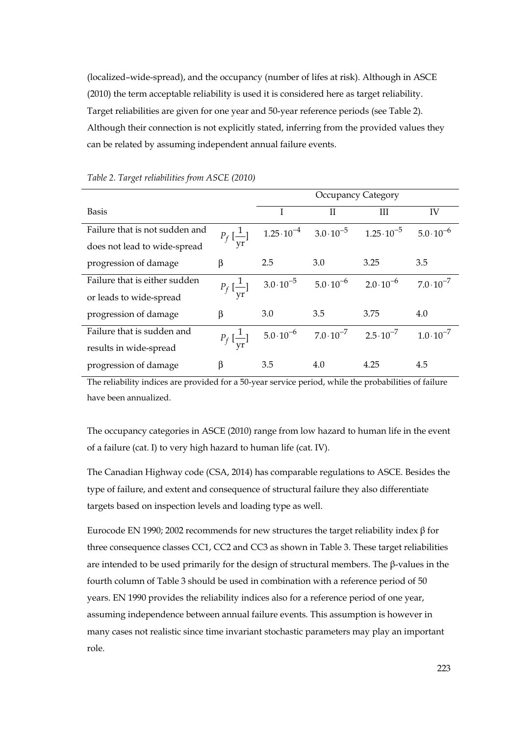(localized–wide-spread), and the occupancy (number of lifes at risk). Although in ASCE (2010) the term acceptable reliability is used it is considered here as target reliability. Target reliabilities are given for one year and 50-year reference periods (see Table 2). Although their connection is not explicitly stated, inferring from the provided values they can be related by assuming independent annual failure events.

*Table 2. Target reliabilities from ASCE (2010)*

| | | Occupancy Category | | | |
|---|---|---|---|---|---|
| Basis | | I | II | III | IV |
| Failure that is not sudden and does not lead to wide-spread progression of damage | $P_f\ [\frac{1}{\text{yr}}]$ | $1.25 \cdot 10^{-4}$ | $3.0 \cdot 10^{-5}$ | $1.25 \cdot 10^{-5}$ | $5.0 \cdot 10^{-6}$ |
| | β | 2.5 | 3.0 | 3.25 | 3.5 |
| Failure that is either sudden or leads to wide-spread progression of damage | $P_f\ [\frac{1}{\text{yr}}]$ | $3.0 \cdot 10^{-5}$ | $5.0 \cdot 10^{-6}$ | $2.0 \cdot 10^{-6}$ | $7.0 \cdot 10^{-7}$ |
| | β | 3.0 | 3.5 | 3.75 | 4.0 |
| Failure that is sudden and results in wide-spread progression of damage | $P_f\ [\frac{1}{\text{yr}}]$ | $5.0 \cdot 10^{-6}$ | $7.0 \cdot 10^{-7}$ | $2.5 \cdot 10^{-7}$ | $1.0 \cdot 10^{-7}$ |
| | β | 3.5 | 4.0 | 4.25 | 4.5 |

The reliability indices are provided for a 50-year service period, while the probabilities of failure have been annualized.

The occupancy categories in ASCE (2010) range from low hazard to human life in the event of a failure (cat. I) to very high hazard to human life (cat. IV).

The Canadian Highway code (CSA, 2014) has comparable regulations to ASCE. Besides the type of failure, and extent and consequence of structural failure they also differentiate targets based on inspection levels and loading type as well.

Eurocode EN 1990; 2002 recommends for new structures the target reliability index β for three consequence classes CC1, CC2 and CC3 as shown in Table 3. These target reliabilities are intended to be used primarily for the design of structural members. The β-values in the fourth column of Table 3 should be used in combination with a reference period of 50 years. EN 1990 provides the reliability indices also for a reference period of one year, assuming independence between annual failure events. This assumption is however in many cases not realistic since time invariant stochastic parameters may play an important role.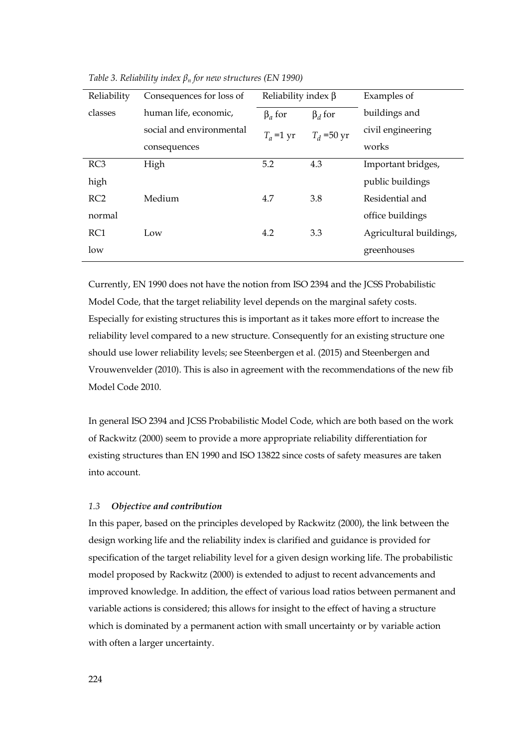*Table 3. Reliability index $\beta_n$ for new structures (EN 1990)*

| Reliability classes | Consequences for loss of human life, economic, social and environmental consequences | Reliability index β | | Examples of buildings and civil engineering works |
|---|---|---|---|---|
| | | $\beta_a$ for $T_a$ =1 yr | $\beta_d$ for $T_d$ =50 yr | |
| RC3 high | High | 5.2 | 4.3 | Important bridges, public buildings |
| RC2 normal | Medium | 4.7 | 3.8 | Residential and office buildings |
| RC1 low | Low | 4.2 | 3.3 | Agricultural buildings, greenhouses |

Currently, EN 1990 does not have the notion from ISO 2394 and the JCSS Probabilistic Model Code, that the target reliability level depends on the marginal safety costs. Especially for existing structures this is important as it takes more effort to increase the reliability level compared to a new structure. Consequently for an existing structure one should use lower reliability levels; see Steenbergen et al. (2015) and Steenbergen and Vrouwenvelder (2010). This is also in agreement with the recommendations of the new fib Model Code 2010.

In general ISO 2394 and JCSS Probabilistic Model Code, which are both based on the work of Rackwitz (2000) seem to provide a more appropriate reliability differentiation for existing structures than EN 1990 and ISO 13822 since costs of safety measures are taken into account.

### *1.3 Objective and contribution*

In this paper, based on the principles developed by Rackwitz (2000), the link between the design working life and the reliability index is clarified and guidance is provided for specification of the target reliability level for a given design working life. The probabilistic model proposed by Rackwitz (2000) is extended to adjust to recent advancements and improved knowledge. In addition, the effect of various load ratios between permanent and variable actions is considered; this allows for insight to the effect of having a structure which is dominated by a permanent action with small uncertainty or by variable action with often a larger uncertainty.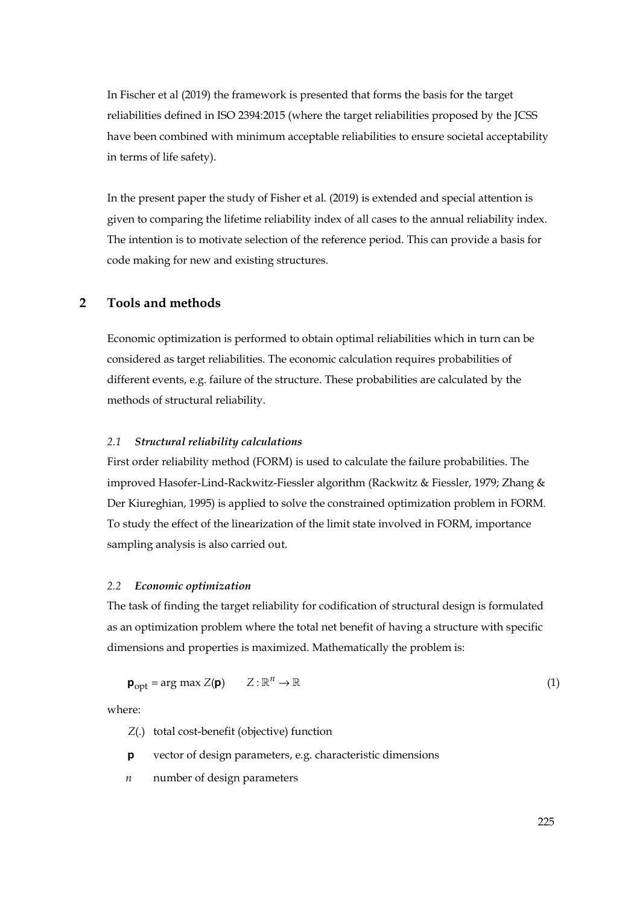In Fischer et al (2019) the framework is presented that forms the basis for the target reliabilities defined in ISO 2394:2015 (where the target reliabilities proposed by the JCSS have been combined with minimum acceptable reliabilities to ensure societal acceptability in terms of life safety).

In the present paper the study of Fisher et al. (2019) is extended and special attention is given to comparing the lifetime reliability index of all cases to the annual reliability index. The intention is to motivate selection of the reference period. This can provide a basis for code making for new and existing structures.

## 2 Tools and methods

Economic optimization is performed to obtain optimal reliabilities which in turn can be considered as target reliabilities. The economic calculation requires probabilities of different events, e.g. failure of the structure. These probabilities are calculated by the methods of structural reliability.

### *2.1 Structural reliability calculations*

First order reliability method (FORM) is used to calculate the failure probabilities. The improved Hasofer-Lind-Rackwitz-Fiessler algorithm (Rackwitz & Fiessler, 1979; Zhang & Der Kiureghian, 1995) is applied to solve the constrained optimization problem in FORM. To study the effect of the linearization of the limit state involved in FORM, importance sampling analysis is also carried out.

### *2.2 Economic optimization*

The task of finding the target reliability for codification of structural design is formulated as an optimization problem where the total net benefit of having a structure with specific dimensions and properties is maximized. Mathematically the problem is:

$$\mathbf{p}_{\text{opt}} = \arg\max Z(\mathbf{p}) \qquad Z : \mathbb{R}^n \rightarrow \mathbb{R} \tag{1}$$

where:

- $Z(.)$ total cost-benefit (objective) function
- $\mathbf{p}$ vector of design parameters, e.g. characteristic dimensions
- $n$ number of design parameters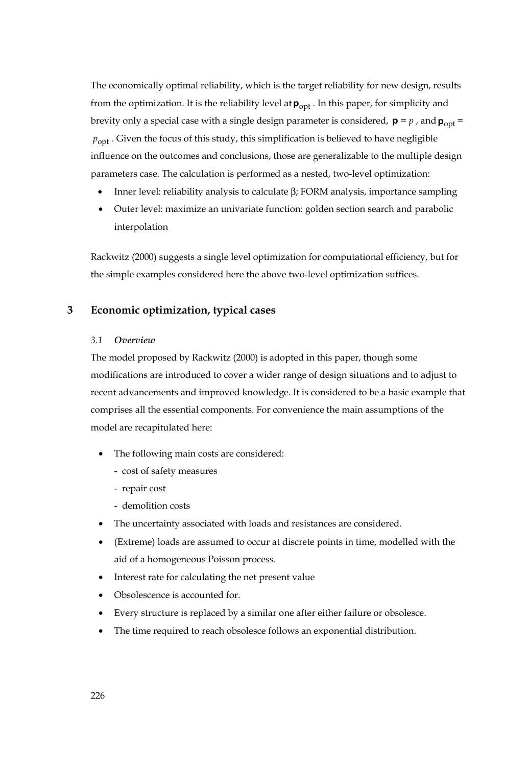The economically optimal reliability, which is the target reliability for new design, results from the optimization. It is the reliability level at $\mathbf{p}_{\text{opt}}$. In this paper, for simplicity and brevity only a special case with a single design parameter is considered, $\mathbf{p} = p$, and $\mathbf{p}_{\text{opt}} = p_{\text{opt}}$. Given the focus of this study, this simplification is believed to have negligible influence on the outcomes and conclusions, those are generalizable to the multiple design parameters case. The calculation is performed as a nested, two-level optimization:

- Inner level: reliability analysis to calculate β; FORM analysis, importance sampling
- Outer level: maximize an univariate function: golden section search and parabolic interpolation

Rackwitz (2000) suggests a single level optimization for computational efficiency, but for the simple examples considered here the above two-level optimization suffices.

## 3 Economic optimization, typical cases

### *3.1 Overview*

The model proposed by Rackwitz (2000) is adopted in this paper, though some modifications are introduced to cover a wider range of design situations and to adjust to recent advancements and improved knowledge. It is considered to be a basic example that comprises all the essential components. For convenience the main assumptions of the model are recapitulated here:

- The following main costs are considered:
  - cost of safety measures
  - repair cost
  - demolition costs
- The uncertainty associated with loads and resistances are considered.
- (Extreme) loads are assumed to occur at discrete points in time, modelled with the aid of a homogeneous Poisson process.
- Interest rate for calculating the net present value
- Obsolescence is accounted for.
- Every structure is replaced by a similar one after either failure or obsolesce.
- The time required to reach obsolesce follows an exponential distribution.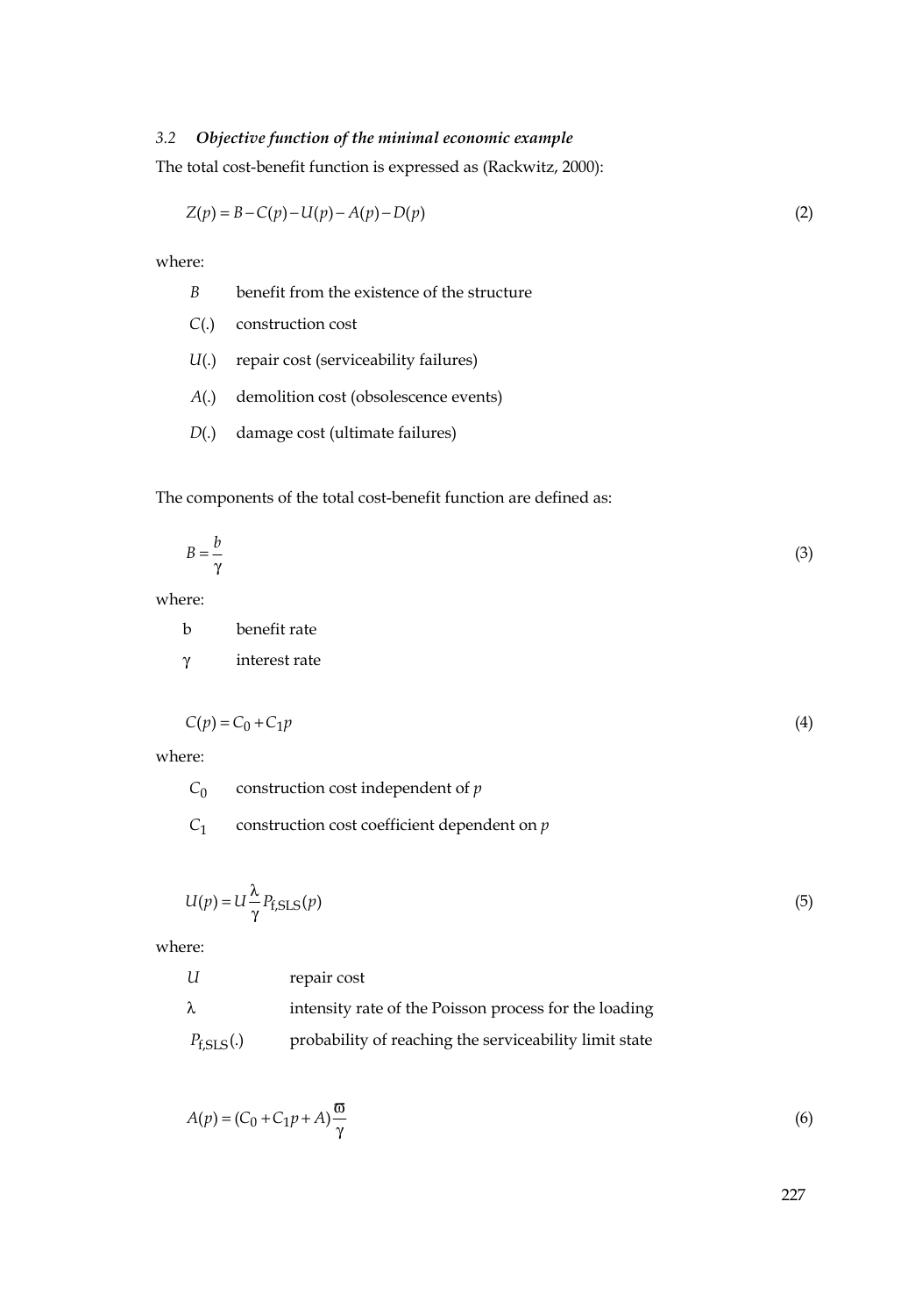### 3.2 *Objective function of the minimal economic example*

The total cost-benefit function is expressed as (Rackwitz, 2000):

$$Z(p) = B - C(p) - U(p) - A(p) - D(p) \tag{2}$$

where:

- $B$ benefit from the existence of the structure
- $C(.)$ construction cost
- $U(.)$ repair cost (serviceability failures)
- $A(.)$ demolition cost (obsolescence events)
- $D(.)$ damage cost (ultimate failures)

The components of the total cost-benefit function are defined as:

$$B = \frac{b}{\gamma} \tag{3}$$

where:

- b benefit rate
- $\gamma$ interest rate

$$C(p) = C_0 + C_1 p \tag{4}$$

where:

- $C_0$ construction cost independent of $p$
- $C_1$ construction cost coefficient dependent on $p$

$$U(p) = U \frac{\lambda}{\gamma} P_{f,SLS}(p) \tag{5}$$

where:

- $U$ repair cost
- $\lambda$ intensity rate of the Poisson process for the loading
- $P_{f,SLS}(.)$ probability of reaching the serviceability limit state

$$A(p) = (C_0 + C_1 p + A)\frac{\varpi}{\gamma} \tag{6}$$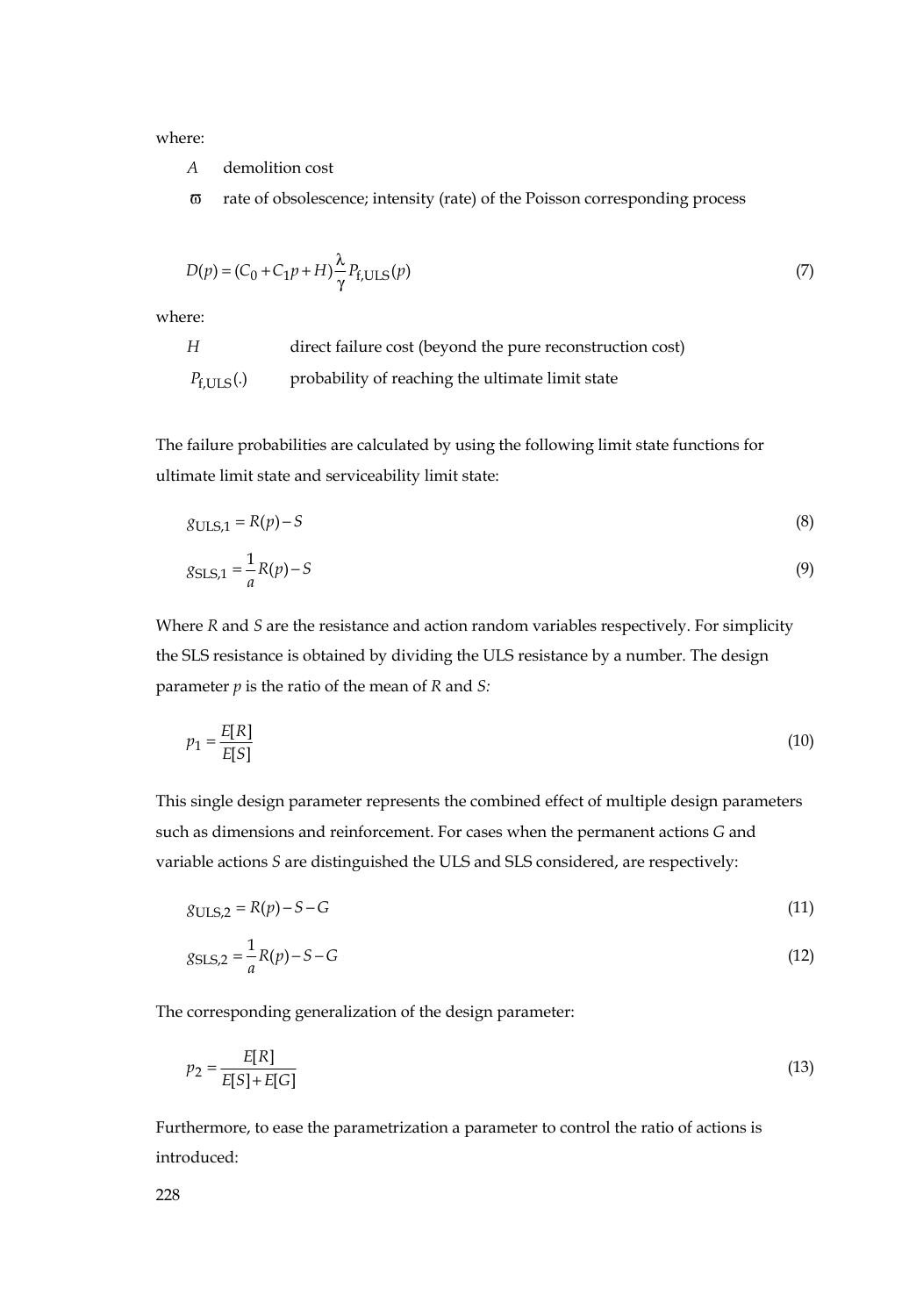where:

$A$ demolition cost

$\varpi$ rate of obsolescence; intensity (rate) of the Poisson corresponding process

$$D(p) = (C_0 + C_1 p + H)\frac{\lambda}{\gamma} P_{\text{f,ULS}}(p) \tag{7}$$

where:

$H$ direct failure cost (beyond the pure reconstruction cost)

$P_{\text{f,ULS}}(.)$ probability of reaching the ultimate limit state

The failure probabilities are calculated by using the following limit state functions for ultimate limit state and serviceability limit state:

$$g_{\text{ULS},1} = R(p) - S \tag{8}$$

$$g_{\text{SLS},1} = \frac{1}{a} R(p) - S \tag{9}$$

Where $R$ and $S$ are the resistance and action random variables respectively. For simplicity the SLS resistance is obtained by dividing the ULS resistance by a number. The design parameter $p$ is the ratio of the mean of $R$ and $S$:

$$p_1 = \frac{E[R]}{E[S]} \tag{10}$$

This single design parameter represents the combined effect of multiple design parameters such as dimensions and reinforcement. For cases when the permanent actions $G$ and variable actions $S$ are distinguished the ULS and SLS considered, are respectively:

$$g_{\text{ULS},2} = R(p) - S - G \tag{11}$$

$$g_{\text{SLS},2} = \frac{1}{a} R(p) - S - G \tag{12}$$

The corresponding generalization of the design parameter:

$$p_2 = \frac{E[R]}{E[S] + E[G]} \tag{13}$$

Furthermore, to ease the parametrization a parameter to control the ratio of actions is introduced: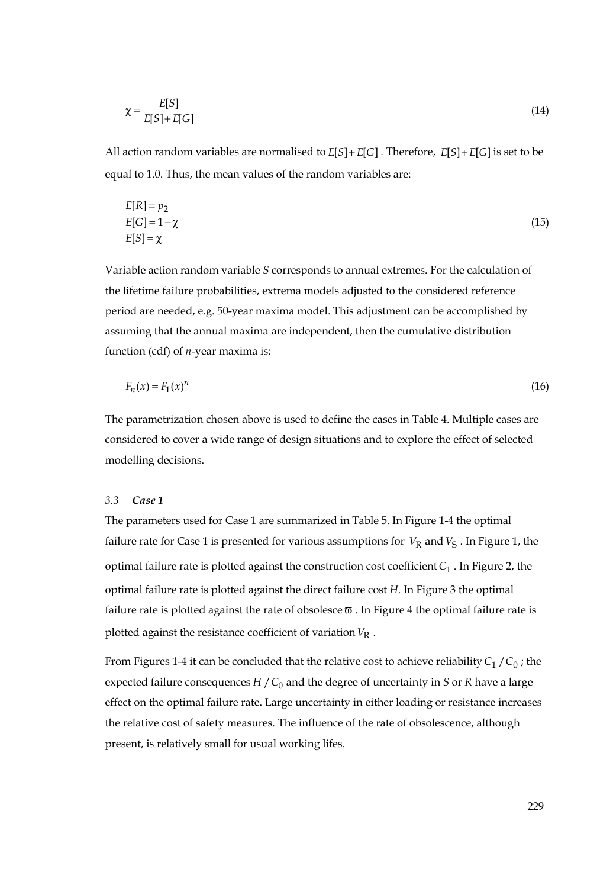$$\chi = \frac{E[S]}{E[S]+E[G]} \tag{14}$$

All action random variables are normalised to $E[S]+E[G]$. Therefore, $E[S]+E[G]$ is set to be equal to 1.0. Thus, the mean values of the random variables are:

$$\begin{aligned} E[R] &= p_2 \\ E[G] &= 1-\chi \\ E[S] &= \chi \end{aligned} \tag{15}$$

Variable action random variable $S$ corresponds to annual extremes. For the calculation of the lifetime failure probabilities, extrema models adjusted to the considered reference period are needed, e.g. 50-year maxima model. This adjustment can be accomplished by assuming that the annual maxima are independent, then the cumulative distribution function (cdf) of $n$-year maxima is:

$$F_n(x) = F_1(x)^n \tag{16}$$

The parametrization chosen above is used to define the cases in Table 4. Multiple cases are considered to cover a wide range of design situations and to explore the effect of selected modelling decisions.

### 3.3 *Case 1*

The parameters used for Case 1 are summarized in Table 5. In Figure 1-4 the optimal failure rate for Case 1 is presented for various assumptions for $V_R$ and $V_S$. In Figure 1, the optimal failure rate is plotted against the construction cost coefficient $C_1$. In Figure 2, the optimal failure rate is plotted against the direct failure cost $H$. In Figure 3 the optimal failure rate is plotted against the rate of obsolesce $\varpi$. In Figure 4 the optimal failure rate is plotted against the resistance coefficient of variation $V_R$.

From Figures 1-4 it can be concluded that the relative cost to achieve reliability $C_1/C_0$; the expected failure consequences $H/C_0$ and the degree of uncertainty in $S$ or $R$ have a large effect on the optimal failure rate. Large uncertainty in either loading or resistance increases the relative cost of safety measures. The influence of the rate of obsolescence, although present, is relatively small for usual working lifes.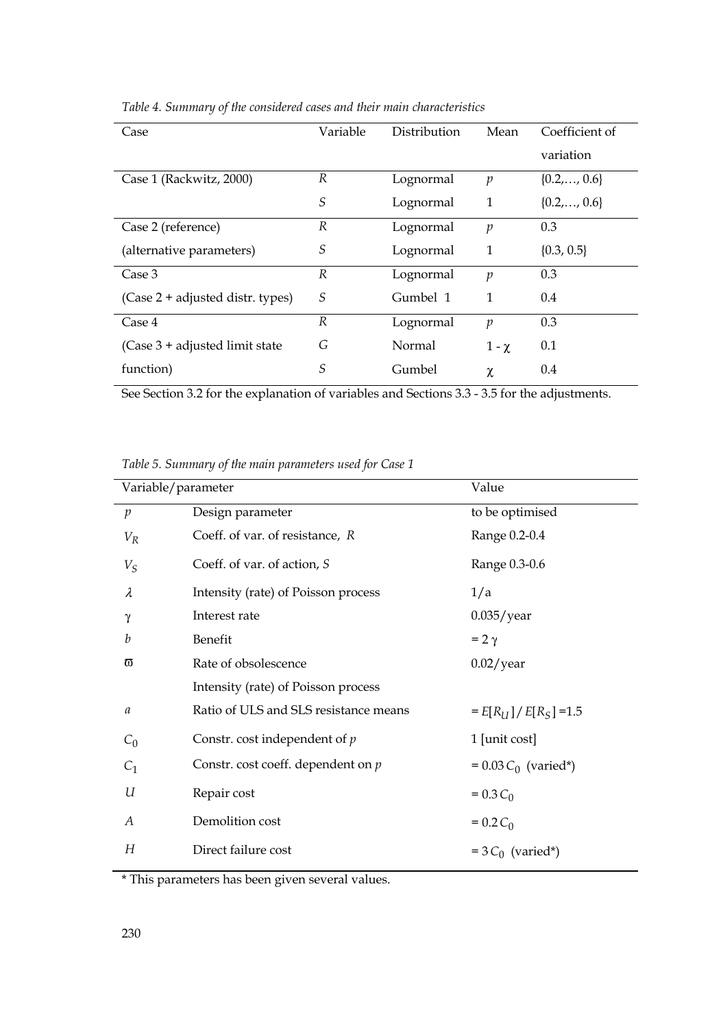*Table 4. Summary of the considered cases and their main characteristics*

| Case | Variable | Distribution | Mean | Coefficient of variation |
|---|---|---|---|---|
| Case 1 (Rackwitz, 2000) | $R$ | Lognormal | $p$ | {0.2,…, 0.6} |
| | $S$ | Lognormal | 1 | {0.2,…, 0.6} |
| Case 2 (reference) | $R$ | Lognormal | $p$ | 0.3 |
| (alternative parameters) | $S$ | Lognormal | 1 | {0.3, 0.5} |
| Case 3 | $R$ | Lognormal | $p$ | 0.3 |
| (Case 2 + adjusted distr. types) | $S$ | Gumbel 1 | 1 | 0.4 |
| Case 4 | $R$ | Lognormal | $p$ | 0.3 |
| (Case 3 + adjusted limit state | $G$ | Normal | $1 - \chi$ | 0.1 |
| function) | $S$ | Gumbel | $\chi$ | 0.4 |

See Section 3.2 for the explanation of variables and Sections 3.3 - 3.5 for the adjustments.

*Table 5. Summary of the main parameters used for Case 1*

| Variable/parameter | | Value |
|---|---|---|
| $p$ | Design parameter | to be optimised |
| $V_R$ | Coeff. of var. of resistance, $R$ | Range 0.2-0.4 |
| $V_S$ | Coeff. of var. of action, $S$ | Range 0.3-0.6 |
| $\lambda$ | Intensity (rate) of Poisson process | 1/a |
| $\gamma$ | Interest rate | 0.035/year |
| $b$ | Benefit | $= 2\,\gamma$ |
| $\varpi$ | Rate of obsolescence<br>Intensity (rate) of Poisson process | 0.02/year |
| $a$ | Ratio of ULS and SLS resistance means | $= E[R_U] / E[R_S] = 1.5$ |
| $C_0$ | Constr. cost independent of $p$ | 1 [unit cost] |
| $C_1$ | Constr. cost coeff. dependent on $p$ | $= 0.03\,C_0$ (varied*) |
| $U$ | Repair cost | $= 0.3\,C_0$ |
| $A$ | Demolition cost | $= 0.2\,C_0$ |
| $H$ | Direct failure cost | $= 3\,C_0$ (varied*) |

* This parameters has been given several values.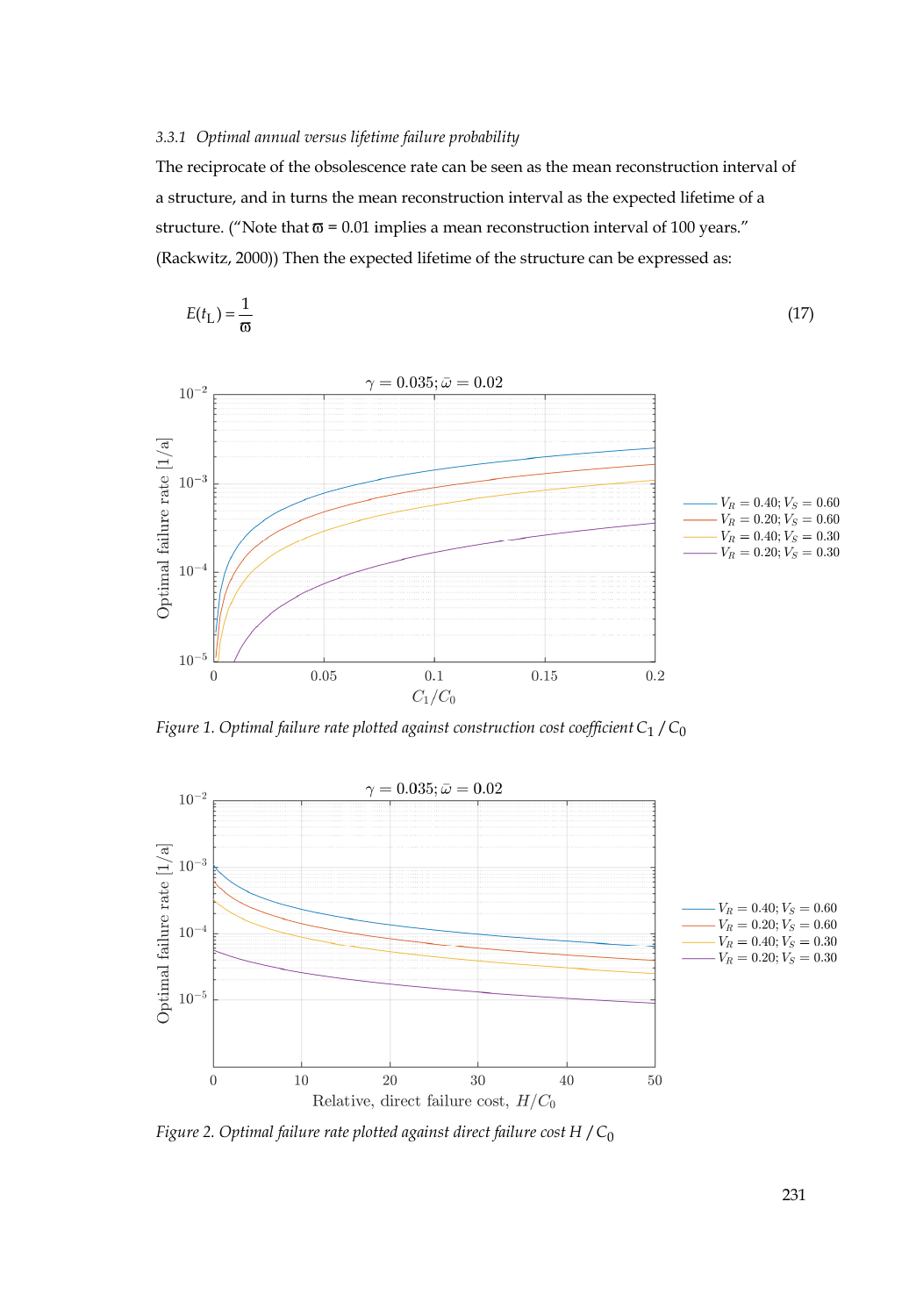### 3.3.1 *Optimal annual versus lifetime failure probability*

The reciprocate of the obsolescence rate can be seen as the mean reconstruction interval of a structure, and in turns the mean reconstruction interval as the expected lifetime of a structure. ("Note that $\varpi$ = 0.01 implies a mean reconstruction interval of 100 years." (Rackwitz, 2000)) Then the expected lifetime of the structure can be expressed as:

$$E(t_{\mathrm{L}}) = \frac{1}{\varpi} \tag{17}$$

*Figure 1. Optimal failure rate plotted against construction cost coefficient $C_1 / C_0$*

*Figure 2. Optimal failure rate plotted against direct failure cost $H / C_0$*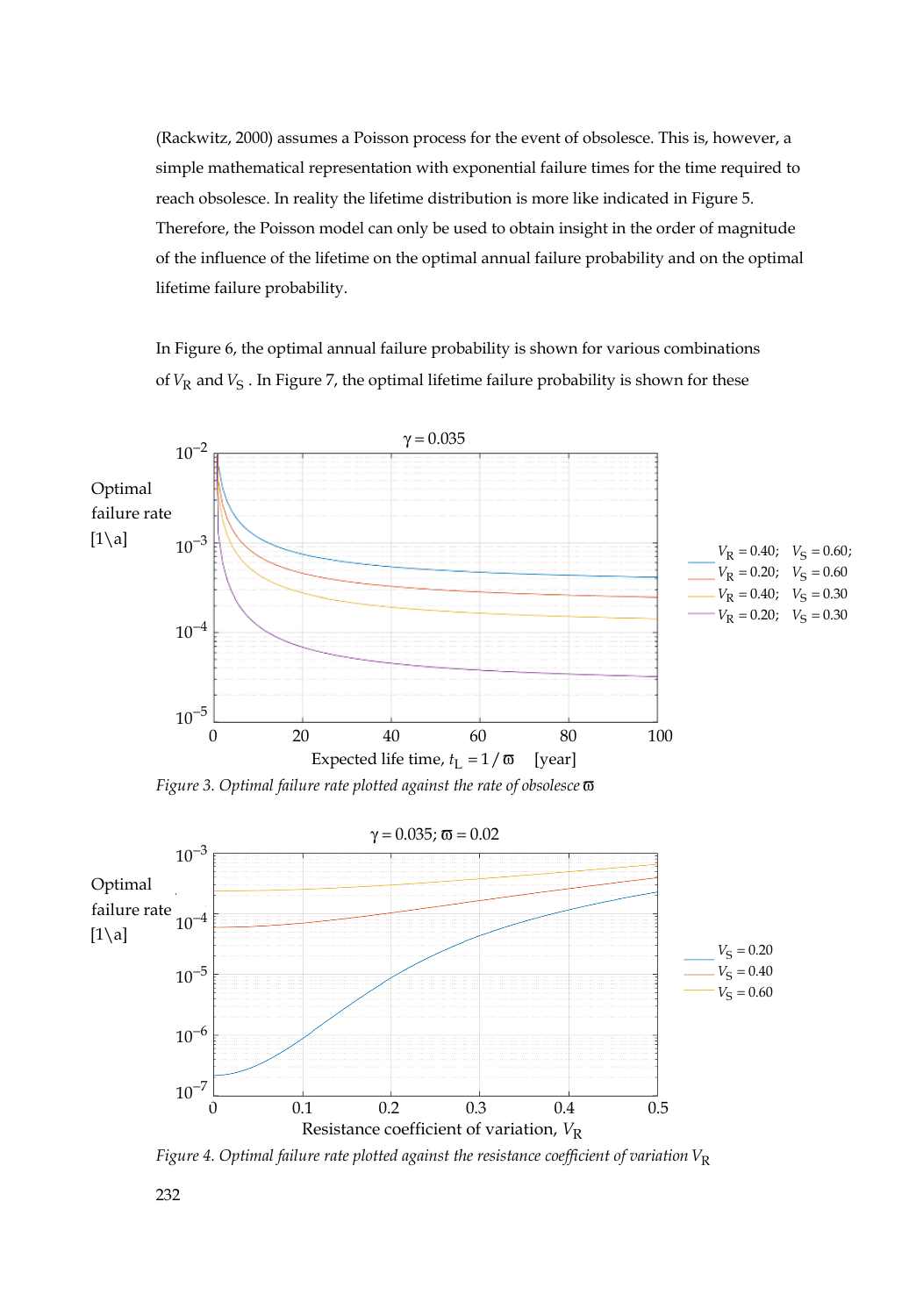(Rackwitz, 2000) assumes a Poisson process for the event of obsolesce. This is, however, a simple mathematical representation with exponential failure times for the time required to reach obsolesce. In reality the lifetime distribution is more like indicated in Figure 5. Therefore, the Poisson model can only be used to obtain insight in the order of magnitude of the influence of the lifetime on the optimal annual failure probability and on the optimal lifetime failure probability.

In Figure 6, the optimal annual failure probability is shown for various combinations of $V_R$ and $V_S$ . In Figure 7, the optimal lifetime failure probability is shown for these

*Figure 3. Optimal failure rate plotted against the rate of obsolesce* $\varpi$

*Figure 4. Optimal failure rate plotted against the resistance coefficient of variation* $V_R$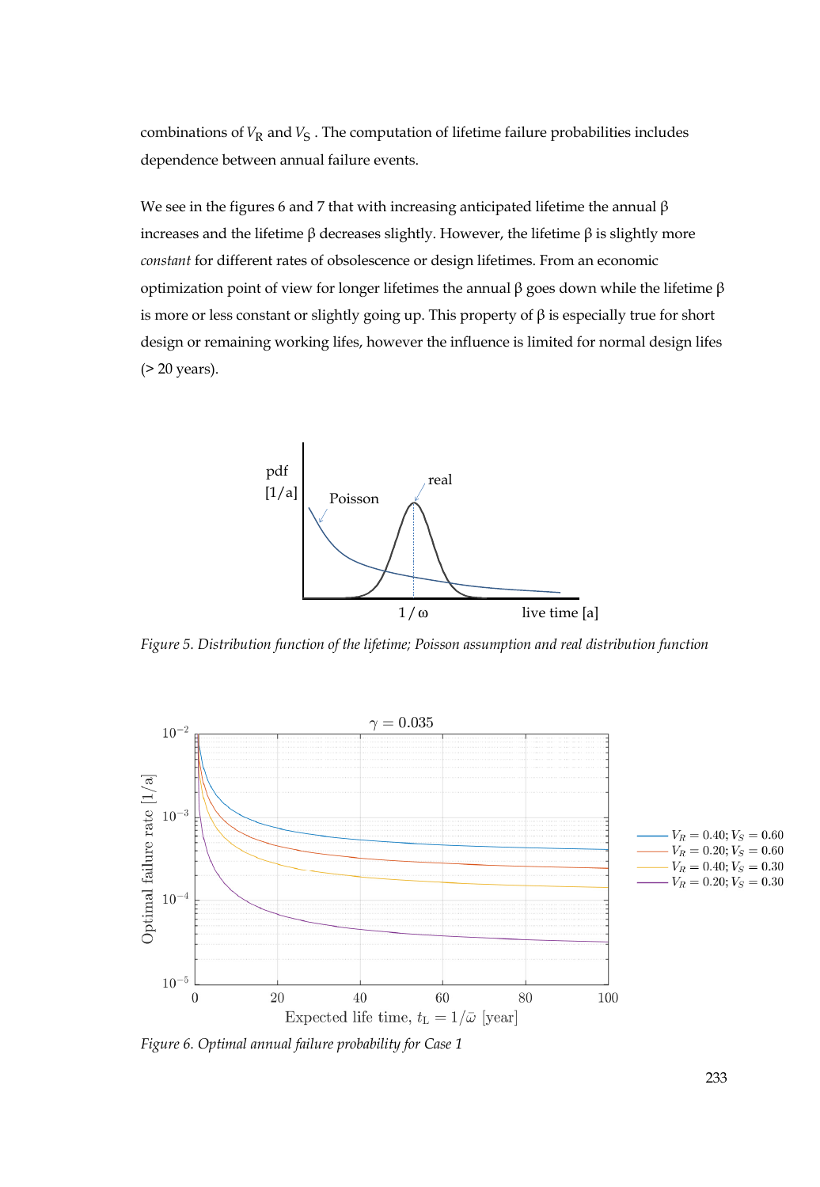combinations of $V_R$ and $V_S$ . The computation of lifetime failure probabilities includes dependence between annual failure events.

We see in the figures 6 and 7 that with increasing anticipated lifetime the annual β increases and the lifetime β decreases slightly. However, the lifetime β is slightly more *constant* for different rates of obsolescence or design lifetimes. From an economic optimization point of view for longer lifetimes the annual β goes down while the lifetime β is more or less constant or slightly going up. This property of β is especially true for short design or remaining working lifes, however the influence is limited for normal design lifes (> 20 years).

*Figure 5. Distribution function of the lifetime; Poisson assumption and real distribution function*

*Figure 6. Optimal annual failure probability for Case 1*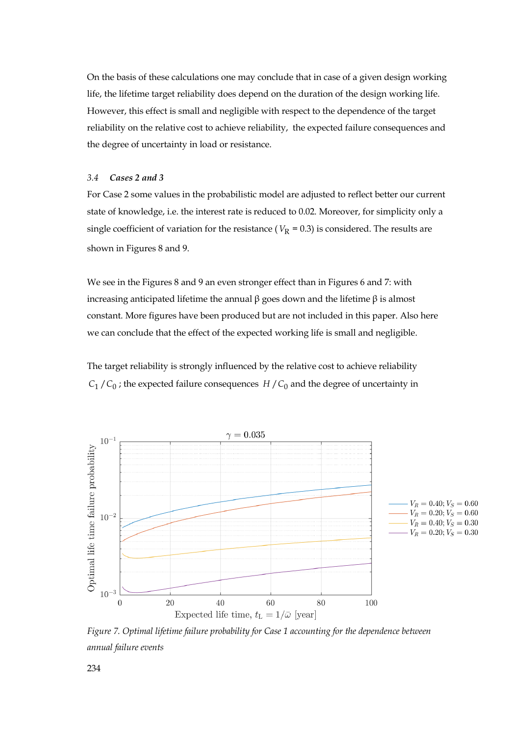On the basis of these calculations one may conclude that in case of a given design working life, the lifetime target reliability does depend on the duration of the design working life. However, this effect is small and negligible with respect to the dependence of the target reliability on the relative cost to achieve reliability, the expected failure consequences and the degree of uncertainty in load or resistance.

### 3.4 *Cases 2 and 3*

For Case 2 some values in the probabilistic model are adjusted to reflect better our current state of knowledge, i.e. the interest rate is reduced to 0.02. Moreover, for simplicity only a single coefficient of variation for the resistance ($V_R$ = 0.3) is considered. The results are shown in Figures 8 and 9.

We see in the Figures 8 and 9 an even stronger effect than in Figures 6 and 7: with increasing anticipated lifetime the annual β goes down and the lifetime β is almost constant. More figures have been produced but are not included in this paper. Also here we can conclude that the effect of the expected working life is small and negligible.

The target reliability is strongly influenced by the relative cost to achieve reliability $C_1 / C_0$; the expected failure consequences $H / C_0$ and the degree of uncertainty in

*Figure 7. Optimal lifetime failure probability for Case 1 accounting for the dependence between annual failure events*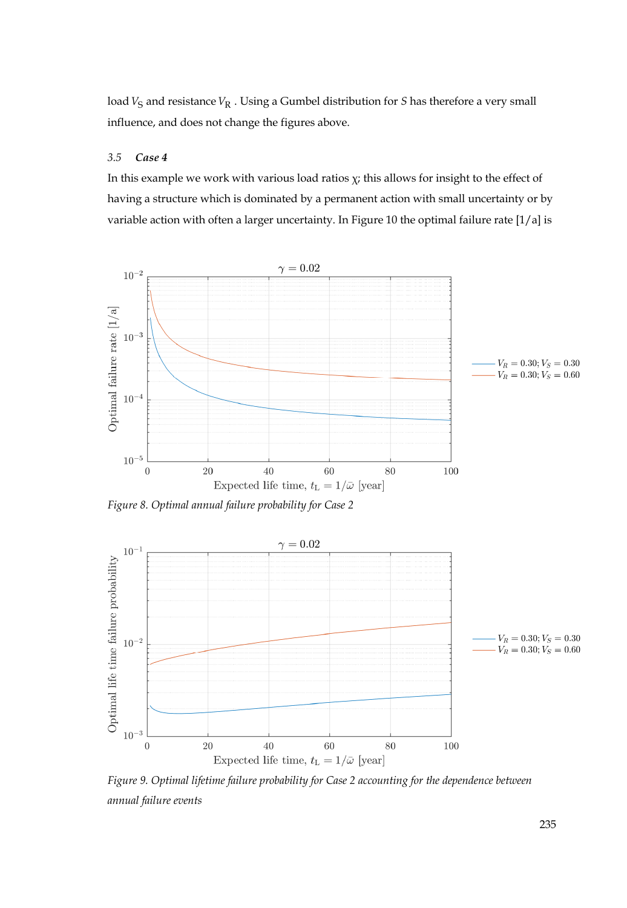load $V_S$ and resistance $V_R$ . Using a Gumbel distribution for $S$ has therefore a very small influence, and does not change the figures above.

### 3.5 *Case 4*

In this example we work with various load ratios $\chi$; this allows for insight to the effect of having a structure which is dominated by a permanent action with small uncertainty or by variable action with often a larger uncertainty. In Figure 10 the optimal failure rate [1/a] is

*Figure 8. Optimal annual failure probability for Case 2*

*Figure 9. Optimal lifetime failure probability for Case 2 accounting for the dependence between annual failure events*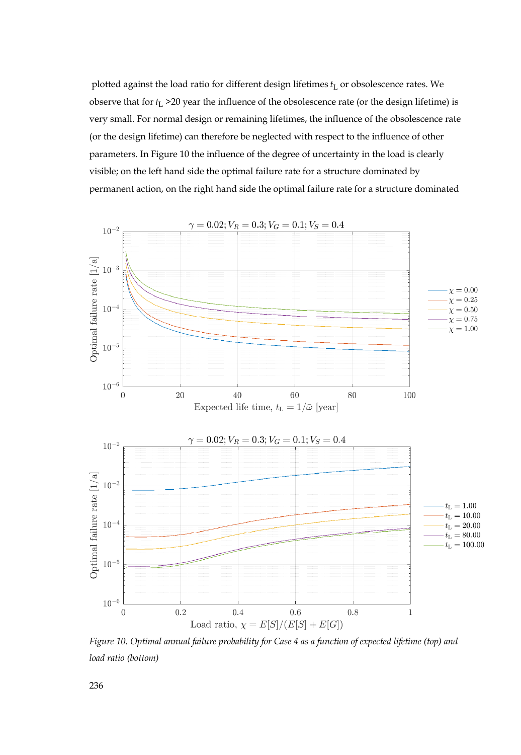plotted against the load ratio for different design lifetimes $t_L$ or obsolescence rates. We observe that for $t_L$ >20 year the influence of the obsolescence rate (or the design lifetime) is very small. For normal design or remaining lifetimes, the influence of the obsolescence rate (or the design lifetime) can therefore be neglected with respect to the influence of other parameters. In Figure 10 the influence of the degree of uncertainty in the load is clearly visible; on the left hand side the optimal failure rate for a structure dominated by permanent action, on the right hand side the optimal failure rate for a structure dominated

*Figure 10. Optimal annual failure probability for Case 4 as a function of expected lifetime (top) and load ratio (bottom)*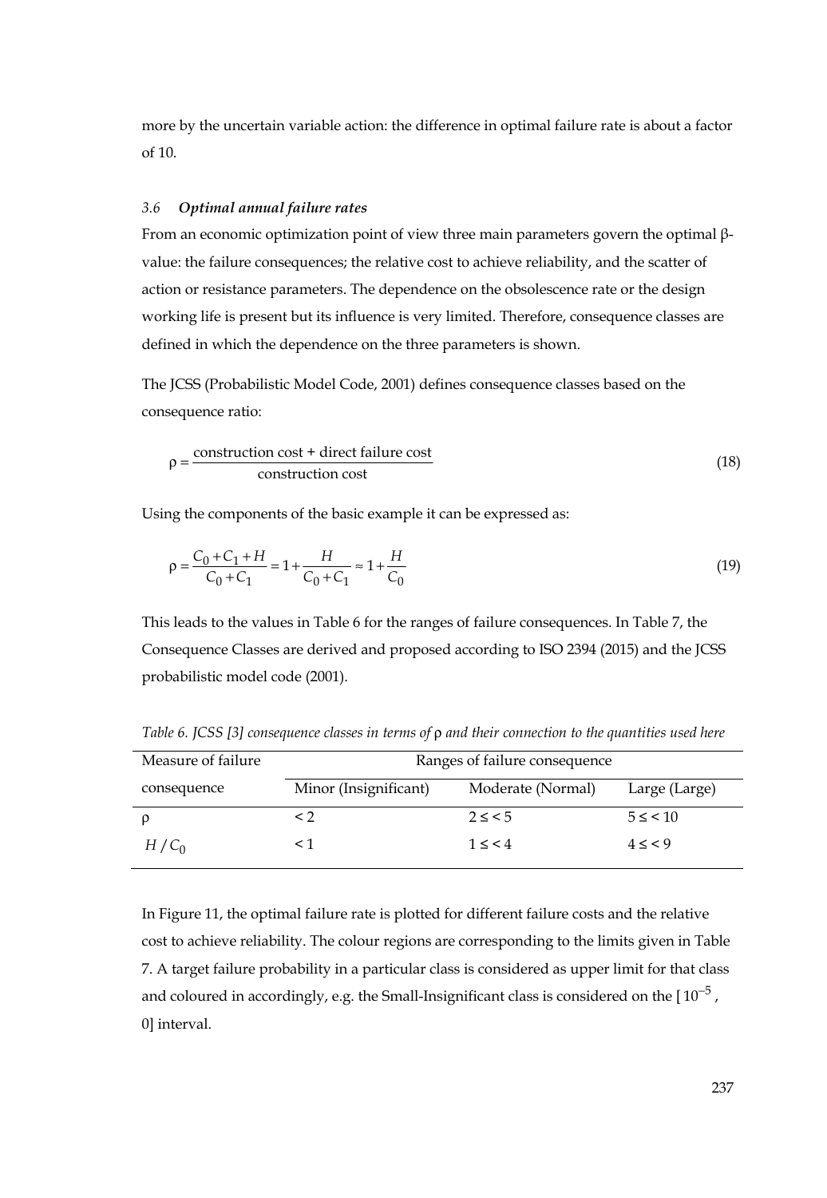more by the uncertain variable action: the difference in optimal failure rate is about a factor of 10.

### *3.6 Optimal annual failure rates*

From an economic optimization point of view three main parameters govern the optimal β-value: the failure consequences; the relative cost to achieve reliability, and the scatter of action or resistance parameters. The dependence on the obsolescence rate or the design working life is present but its influence is very limited. Therefore, consequence classes are defined in which the dependence on the three parameters is shown.

The JCSS (Probabilistic Model Code, 2001) defines consequence classes based on the consequence ratio:

$$\rho = \frac{\text{construction cost + direct failure cost}}{\text{construction cost}} \tag{18}$$

Using the components of the basic example it can be expressed as:

$$\rho = \frac{C_0 + C_1 + H}{C_0 + C_1} = 1 + \frac{H}{C_0 + C_1} \approx 1 + \frac{H}{C_0} \tag{19}$$

This leads to the values in Table 6 for the ranges of failure consequences. In Table 7, the Consequence Classes are derived and proposed according to ISO 2394 (2015) and the JCSS probabilistic model code (2001).

*Table 6. JCSS [3] consequence classes in terms of* ρ *and their connection to the quantities used here*

| Measure of failure | Ranges of failure consequence | | |
|---|---|---|---|
| consequence | Minor (Insignificant) | Moderate (Normal) | Large (Large) |
| $\rho$ | < 2 | 2 ≤ < 5 | 5 ≤ < 10 |
| $H / C_0$ | < 1 | 1 ≤ < 4 | 4 ≤ < 9 |

In Figure 11, the optimal failure rate is plotted for different failure costs and the relative cost to achieve reliability. The colour regions are corresponding to the limits given in Table 7. A target failure probability in a particular class is considered as upper limit for that class and coloured in accordingly, e.g. the Small-Insignificant class is considered on the [ $10^{-5}$ , 0] interval.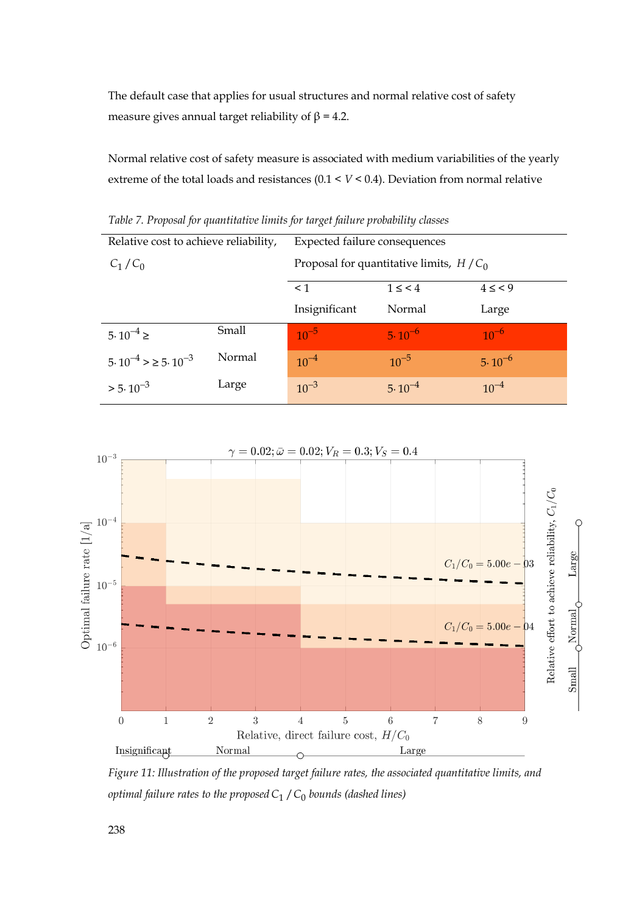The default case that applies for usual structures and normal relative cost of safety measure gives annual target reliability of β = 4.2.

Normal relative cost of safety measure is associated with medium variabilities of the yearly extreme of the total loads and resistances ($0.1 < V < 0.4$). Deviation from normal relative

*Table 7. Proposal for quantitative limits for target failure probability classes*

| Relative cost to achieve reliability, $C_1 / C_0$ | | Expected failure consequences<br>Proposal for quantitative limits, $H / C_0$ | | |
|---|---|---|---|---|
| | | $< 1$<br>Insignificant | $1 \leq < 4$<br>Normal | $4 \leq < 9$<br>Large |
| $5 \cdot 10^{-4} \geq$ | Small | $10^{-5}$ | $5 \cdot 10^{-6}$ | $10^{-6}$ |
| $5 \cdot 10^{-4} > \geq 5 \cdot 10^{-3}$ | Normal | $10^{-4}$ | $10^{-5}$ | $5 \cdot 10^{-6}$ |
| $> 5 \cdot 10^{-3}$ | Large | $10^{-3}$ | $5 \cdot 10^{-4}$ | $10^{-4}$ |

*Figure 11: Illustration of the proposed target failure rates, the associated quantitative limits, and optimal failure rates to the proposed $C_1 / C_0$ bounds (dashed lines)*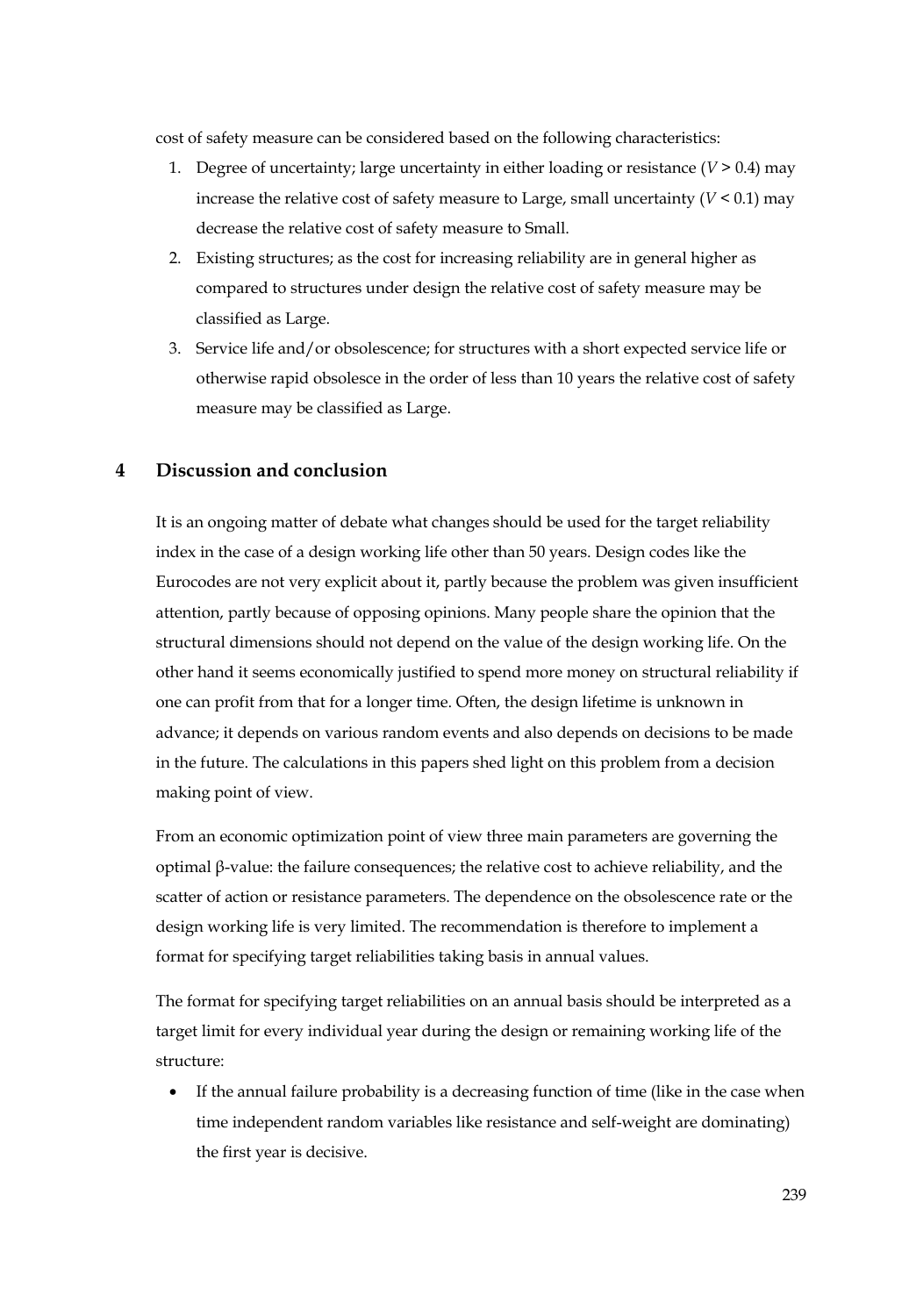cost of safety measure can be considered based on the following characteristics:

1. Degree of uncertainty; large uncertainty in either loading or resistance ($V > 0.4$) may increase the relative cost of safety measure to Large, small uncertainty ($V < 0.1$) may decrease the relative cost of safety measure to Small.
2. Existing structures; as the cost for increasing reliability are in general higher as compared to structures under design the relative cost of safety measure may be classified as Large.
3. Service life and/or obsolescence; for structures with a short expected service life or otherwise rapid obsolesce in the order of less than 10 years the relative cost of safety measure may be classified as Large.

## 4 Discussion and conclusion

It is an ongoing matter of debate what changes should be used for the target reliability index in the case of a design working life other than 50 years. Design codes like the Eurocodes are not very explicit about it, partly because the problem was given insufficient attention, partly because of opposing opinions. Many people share the opinion that the structural dimensions should not depend on the value of the design working life. On the other hand it seems economically justified to spend more money on structural reliability if one can profit from that for a longer time. Often, the design lifetime is unknown in advance; it depends on various random events and also depends on decisions to be made in the future. The calculations in this papers shed light on this problem from a decision making point of view.

From an economic optimization point of view three main parameters are governing the optimal β-value: the failure consequences; the relative cost to achieve reliability, and the scatter of action or resistance parameters. The dependence on the obsolescence rate or the design working life is very limited. The recommendation is therefore to implement a format for specifying target reliabilities taking basis in annual values.

The format for specifying target reliabilities on an annual basis should be interpreted as a target limit for every individual year during the design or remaining working life of the structure:

- If the annual failure probability is a decreasing function of time (like in the case when time independent random variables like resistance and self-weight are dominating) the first year is decisive.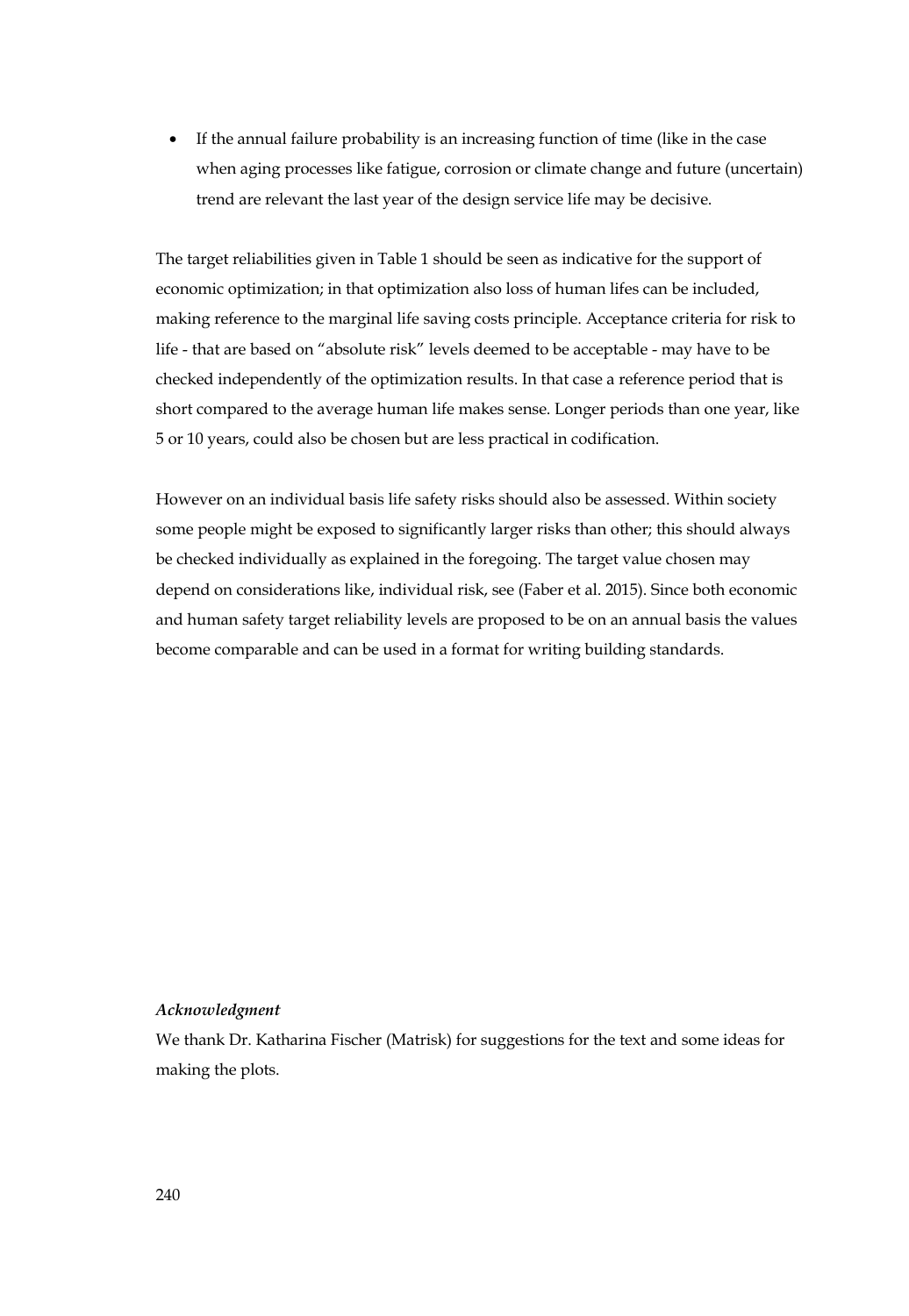- If the annual failure probability is an increasing function of time (like in the case when aging processes like fatigue, corrosion or climate change and future (uncertain) trend are relevant the last year of the design service life may be decisive.

The target reliabilities given in Table 1 should be seen as indicative for the support of economic optimization; in that optimization also loss of human lifes can be included, making reference to the marginal life saving costs principle. Acceptance criteria for risk to life - that are based on "absolute risk" levels deemed to be acceptable - may have to be checked independently of the optimization results. In that case a reference period that is short compared to the average human life makes sense. Longer periods than one year, like 5 or 10 years, could also be chosen but are less practical in codification.

However on an individual basis life safety risks should also be assessed. Within society some people might be exposed to significantly larger risks than other; this should always be checked individually as explained in the foregoing. The target value chosen may depend on considerations like, individual risk, see (Faber et al. 2015). Since both economic and human safety target reliability levels are proposed to be on an annual basis the values become comparable and can be used in a format for writing building standards.

***Acknowledgment***

We thank Dr. Katharina Fischer (Matrisk) for suggestions for the text and some ideas for making the plots.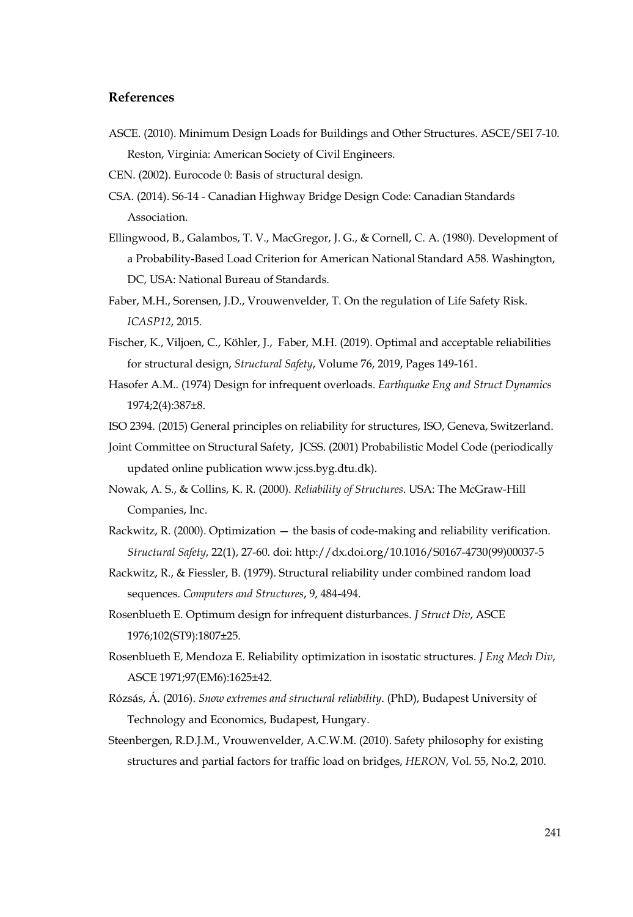## References

ASCE. (2010). Minimum Design Loads for Buildings and Other Structures. ASCE/SEI 7-10. Reston, Virginia: American Society of Civil Engineers.

CEN. (2002). Eurocode 0: Basis of structural design.

CSA. (2014). S6-14 - Canadian Highway Bridge Design Code: Canadian Standards Association.

Ellingwood, B., Galambos, T. V., MacGregor, J. G., & Cornell, C. A. (1980). Development of a Probability-Based Load Criterion for American National Standard A58. Washington, DC, USA: National Bureau of Standards.

Faber, M.H., Sorensen, J.D., Vrouwenvelder, T. On the regulation of Life Safety Risk. *ICASP12*, 2015.

Fischer, K., Viljoen, C., Köhler, J., Faber, M.H. (2019). Optimal and acceptable reliabilities for structural design, *Structural Safety*, Volume 76, 2019, Pages 149-161.

Hasofer A.M.. (1974) Design for infrequent overloads. *Earthquake Eng and Struct Dynamics* 1974;2(4):387±8.

ISO 2394. (2015) General principles on reliability for structures, ISO, Geneva, Switzerland.

Joint Committee on Structural Safety, JCSS. (2001) Probabilistic Model Code (periodically updated online publication www.jcss.byg.dtu.dk).

Nowak, A. S., & Collins, K. R. (2000). *Reliability of Structures*. USA: The McGraw-Hill Companies, Inc.

Rackwitz, R. (2000). Optimization — the basis of code-making and reliability verification. *Structural Safety*, 22(1), 27-60. doi: http://dx.doi.org/10.1016/S0167-4730(99)00037-5

Rackwitz, R., & Fiessler, B. (1979). Structural reliability under combined random load sequences. *Computers and Structures*, 9, 484-494.

Rosenblueth E. Optimum design for infrequent disturbances. *J Struct Div*, ASCE 1976;102(ST9):1807±25.

Rosenblueth E, Mendoza E. Reliability optimization in isostatic structures. *J Eng Mech Div*, ASCE 1971;97(EM6):1625±42.

Rózsás, Á. (2016). *Snow extremes and structural reliability*. (PhD), Budapest University of Technology and Economics, Budapest, Hungary.

Steenbergen, R.D.J.M., Vrouwenvelder, A.C.W.M. (2010). Safety philosophy for existing structures and partial factors for traffic load on bridges, *HERON*, Vol. 55, No.2, 2010.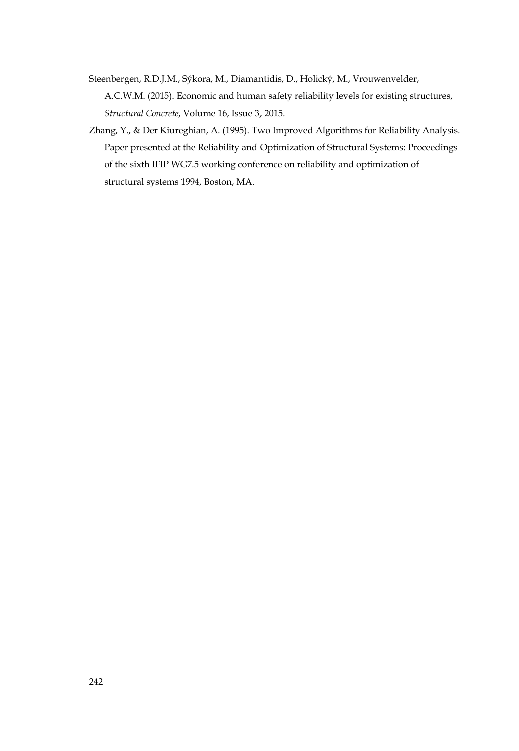Steenbergen, R.D.J.M., Sýkora, M., Diamantidis, D., Holický, M., Vrouwenvelder, A.C.W.M. (2015). Economic and human safety reliability levels for existing structures, *Structural Concrete*, Volume 16, Issue 3, 2015.

Zhang, Y., & Der Kiureghian, A. (1995). Two Improved Algorithms for Reliability Analysis. Paper presented at the Reliability and Optimization of Structural Systems: Proceedings of the sixth IFIP WG7.5 working conference on reliability and optimization of structural systems 1994, Boston, MA.